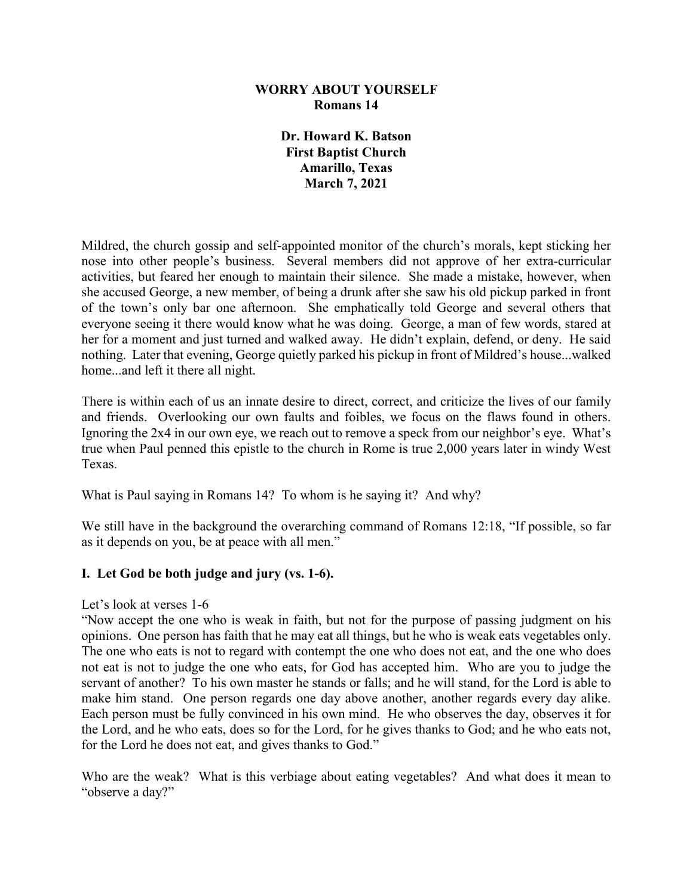**WORRY ABOUT YOURSELF**
**Romans 14**

**Dr. Howard K. Batson**
**First Baptist Church**
**Amarillo, Texas**
**March 7, 2021**

Mildred, the church gossip and self-appointed monitor of the church's morals, kept sticking her nose into other people's business. Several members did not approve of her extra-curricular activities, but feared her enough to maintain their silence. She made a mistake, however, when she accused George, a new member, of being a drunk after she saw his old pickup parked in front of the town's only bar one afternoon. She emphatically told George and several others that everyone seeing it there would know what he was doing. George, a man of few words, stared at her for a moment and just turned and walked away. He didn't explain, defend, or deny. He said nothing. Later that evening, George quietly parked his pickup in front of Mildred's house...walked home...and left it there all night.

There is within each of us an innate desire to direct, correct, and criticize the lives of our family and friends. Overlooking our own faults and foibles, we focus on the flaws found in others. Ignoring the 2x4 in our own eye, we reach out to remove a speck from our neighbor's eye. What's true when Paul penned this epistle to the church in Rome is true 2,000 years later in windy West Texas.

What is Paul saying in Romans 14? To whom is he saying it? And why?

We still have in the background the overarching command of Romans 12:18, "If possible, so far as it depends on you, be at peace with all men."

## I. Let God be both judge and jury (vs. 1-6).

Let's look at verses 1-6
"Now accept the one who is weak in faith, but not for the purpose of passing judgment on his opinions. One person has faith that he may eat all things, but he who is weak eats vegetables only. The one who eats is not to regard with contempt the one who does not eat, and the one who does not eat is not to judge the one who eats, for God has accepted him. Who are you to judge the servant of another? To his own master he stands or falls; and he will stand, for the Lord is able to make him stand. One person regards one day above another, another regards every day alike. Each person must be fully convinced in his own mind. He who observes the day, observes it for the Lord, and he who eats, does so for the Lord, for he gives thanks to God; and he who eats not, for the Lord he does not eat, and gives thanks to God."

Who are the weak? What is this verbiage about eating vegetables? And what does it mean to "observe a day?"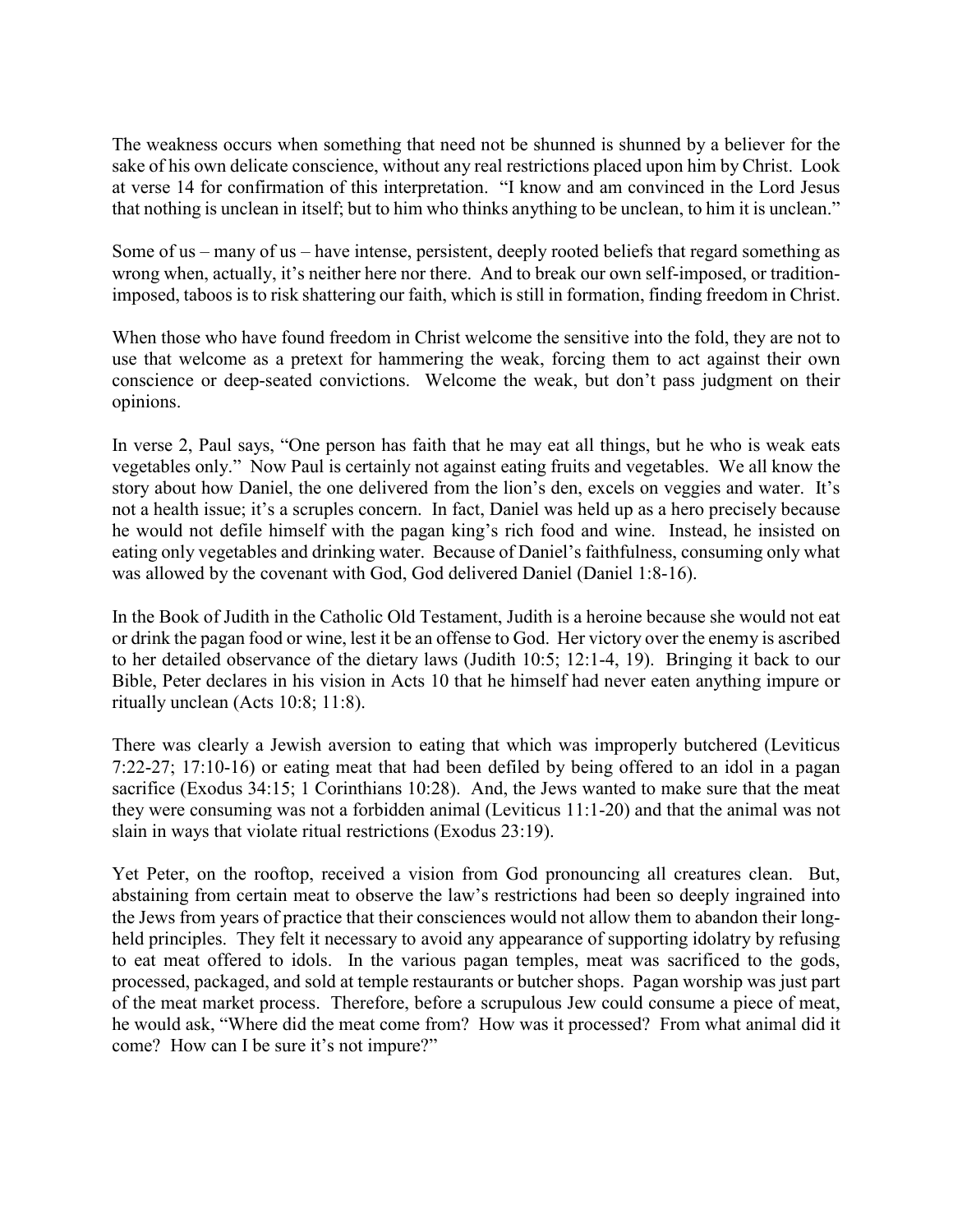The weakness occurs when something that need not be shunned is shunned by a believer for the sake of his own delicate conscience, without any real restrictions placed upon him by Christ. Look at verse 14 for confirmation of this interpretation. "I know and am convinced in the Lord Jesus that nothing is unclean in itself; but to him who thinks anything to be unclean, to him it is unclean."

Some of us – many of us – have intense, persistent, deeply rooted beliefs that regard something as wrong when, actually, it's neither here nor there. And to break our own self-imposed, or tradition-imposed, taboos is to risk shattering our faith, which is still in formation, finding freedom in Christ.

When those who have found freedom in Christ welcome the sensitive into the fold, they are not to use that welcome as a pretext for hammering the weak, forcing them to act against their own conscience or deep-seated convictions. Welcome the weak, but don't pass judgment on their opinions.

In verse 2, Paul says, "One person has faith that he may eat all things, but he who is weak eats vegetables only." Now Paul is certainly not against eating fruits and vegetables. We all know the story about how Daniel, the one delivered from the lion's den, excels on veggies and water. It's not a health issue; it's a scruples concern. In fact, Daniel was held up as a hero precisely because he would not defile himself with the pagan king's rich food and wine. Instead, he insisted on eating only vegetables and drinking water. Because of Daniel's faithfulness, consuming only what was allowed by the covenant with God, God delivered Daniel (Daniel 1:8-16).

In the Book of Judith in the Catholic Old Testament, Judith is a heroine because she would not eat or drink the pagan food or wine, lest it be an offense to God. Her victory over the enemy is ascribed to her detailed observance of the dietary laws (Judith 10:5; 12:1-4, 19). Bringing it back to our Bible, Peter declares in his vision in Acts 10 that he himself had never eaten anything impure or ritually unclean (Acts 10:8; 11:8).

There was clearly a Jewish aversion to eating that which was improperly butchered (Leviticus 7:22-27; 17:10-16) or eating meat that had been defiled by being offered to an idol in a pagan sacrifice (Exodus 34:15; 1 Corinthians 10:28). And, the Jews wanted to make sure that the meat they were consuming was not a forbidden animal (Leviticus 11:1-20) and that the animal was not slain in ways that violate ritual restrictions (Exodus 23:19).

Yet Peter, on the rooftop, received a vision from God pronouncing all creatures clean. But, abstaining from certain meat to observe the law's restrictions had been so deeply ingrained into the Jews from years of practice that their consciences would not allow them to abandon their long-held principles. They felt it necessary to avoid any appearance of supporting idolatry by refusing to eat meat offered to idols. In the various pagan temples, meat was sacrificed to the gods, processed, packaged, and sold at temple restaurants or butcher shops. Pagan worship was just part of the meat market process. Therefore, before a scrupulous Jew could consume a piece of meat, he would ask, "Where did the meat come from? How was it processed? From what animal did it come? How can I be sure it's not impure?"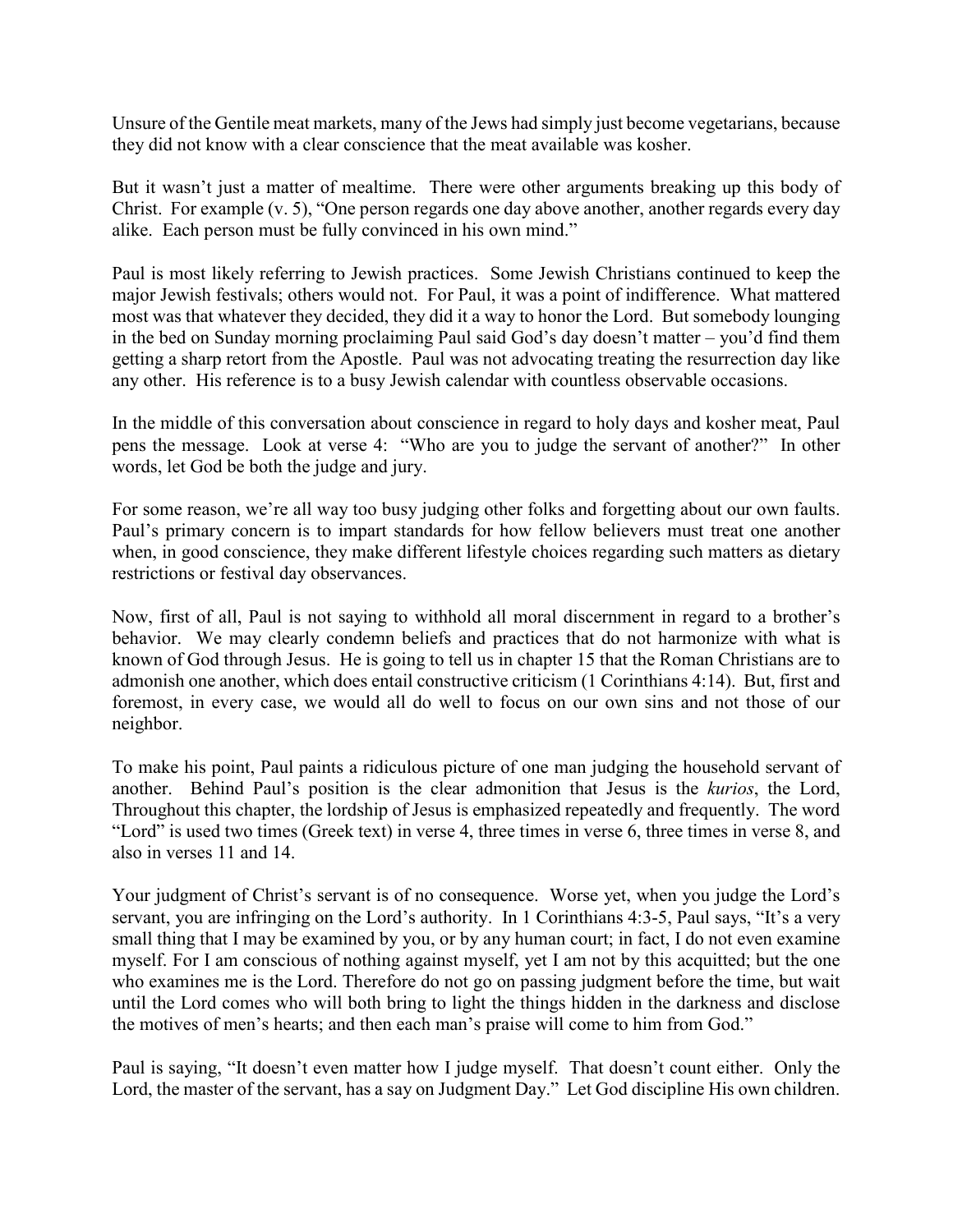Unsure of the Gentile meat markets, many of the Jews had simply just become vegetarians, because they did not know with a clear conscience that the meat available was kosher.

But it wasn't just a matter of mealtime. There were other arguments breaking up this body of Christ. For example (v. 5), "One person regards one day above another, another regards every day alike. Each person must be fully convinced in his own mind."

Paul is most likely referring to Jewish practices. Some Jewish Christians continued to keep the major Jewish festivals; others would not. For Paul, it was a point of indifference. What mattered most was that whatever they decided, they did it a way to honor the Lord. But somebody lounging in the bed on Sunday morning proclaiming Paul said God's day doesn't matter – you'd find them getting a sharp retort from the Apostle. Paul was not advocating treating the resurrection day like any other. His reference is to a busy Jewish calendar with countless observable occasions.

In the middle of this conversation about conscience in regard to holy days and kosher meat, Paul pens the message. Look at verse 4: "Who are you to judge the servant of another?" In other words, let God be both the judge and jury.

For some reason, we're all way too busy judging other folks and forgetting about our own faults. Paul's primary concern is to impart standards for how fellow believers must treat one another when, in good conscience, they make different lifestyle choices regarding such matters as dietary restrictions or festival day observances.

Now, first of all, Paul is not saying to withhold all moral discernment in regard to a brother's behavior. We may clearly condemn beliefs and practices that do not harmonize with what is known of God through Jesus. He is going to tell us in chapter 15 that the Roman Christians are to admonish one another, which does entail constructive criticism (1 Corinthians 4:14). But, first and foremost, in every case, we would all do well to focus on our own sins and not those of our neighbor.

To make his point, Paul paints a ridiculous picture of one man judging the household servant of another. Behind Paul's position is the clear admonition that Jesus is the *kurios*, the Lord, Throughout this chapter, the lordship of Jesus is emphasized repeatedly and frequently. The word "Lord" is used two times (Greek text) in verse 4, three times in verse 6, three times in verse 8, and also in verses 11 and 14.

Your judgment of Christ's servant is of no consequence. Worse yet, when you judge the Lord's servant, you are infringing on the Lord's authority. In 1 Corinthians 4:3-5, Paul says, "It's a very small thing that I may be examined by you, or by any human court; in fact, I do not even examine myself. For I am conscious of nothing against myself, yet I am not by this acquitted; but the one who examines me is the Lord. Therefore do not go on passing judgment before the time, but wait until the Lord comes who will both bring to light the things hidden in the darkness and disclose the motives of men's hearts; and then each man's praise will come to him from God."

Paul is saying, "It doesn't even matter how I judge myself. That doesn't count either. Only the Lord, the master of the servant, has a say on Judgment Day." Let God discipline His own children.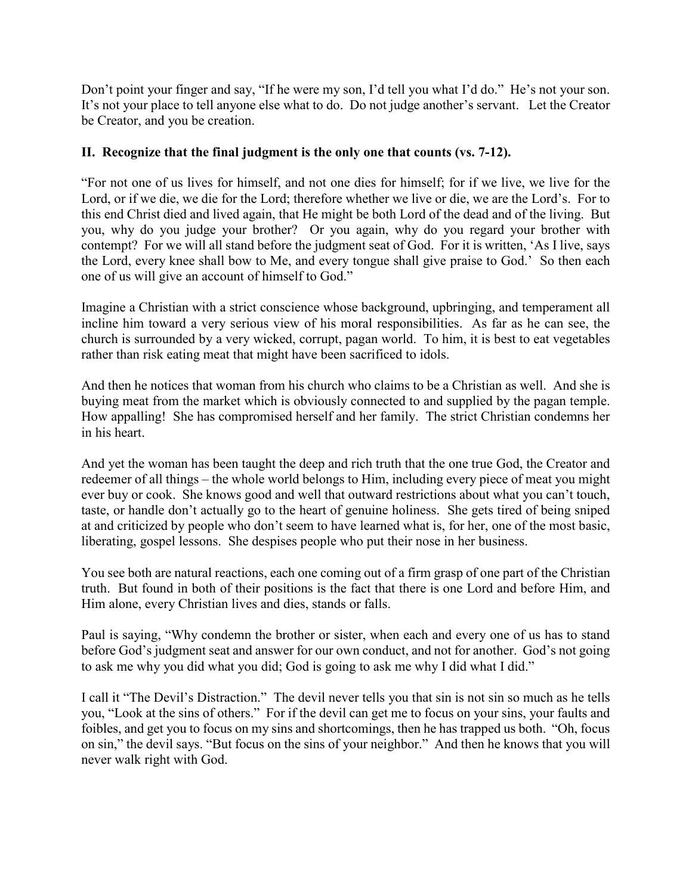Don't point your finger and say, "If he were my son, I'd tell you what I'd do." He's not your son. It's not your place to tell anyone else what to do. Do not judge another's servant. Let the Creator be Creator, and you be creation.

**II. Recognize that the final judgment is the only one that counts (vs. 7-12).**

"For not one of us lives for himself, and not one dies for himself; for if we live, we live for the Lord, or if we die, we die for the Lord; therefore whether we live or die, we are the Lord's. For to this end Christ died and lived again, that He might be both Lord of the dead and of the living. But you, why do you judge your brother? Or you again, why do you regard your brother with contempt? For we will all stand before the judgment seat of God. For it is written, 'As I live, says the Lord, every knee shall bow to Me, and every tongue shall give praise to God.' So then each one of us will give an account of himself to God."

Imagine a Christian with a strict conscience whose background, upbringing, and temperament all incline him toward a very serious view of his moral responsibilities. As far as he can see, the church is surrounded by a very wicked, corrupt, pagan world. To him, it is best to eat vegetables rather than risk eating meat that might have been sacrificed to idols.

And then he notices that woman from his church who claims to be a Christian as well. And she is buying meat from the market which is obviously connected to and supplied by the pagan temple. How appalling! She has compromised herself and her family. The strict Christian condemns her in his heart.

And yet the woman has been taught the deep and rich truth that the one true God, the Creator and redeemer of all things – the whole world belongs to Him, including every piece of meat you might ever buy or cook. She knows good and well that outward restrictions about what you can't touch, taste, or handle don't actually go to the heart of genuine holiness. She gets tired of being sniped at and criticized by people who don't seem to have learned what is, for her, one of the most basic, liberating, gospel lessons. She despises people who put their nose in her business.

You see both are natural reactions, each one coming out of a firm grasp of one part of the Christian truth. But found in both of their positions is the fact that there is one Lord and before Him, and Him alone, every Christian lives and dies, stands or falls.

Paul is saying, "Why condemn the brother or sister, when each and every one of us has to stand before God's judgment seat and answer for our own conduct, and not for another. God's not going to ask me why you did what you did; God is going to ask me why I did what I did."

I call it "The Devil's Distraction." The devil never tells you that sin is not sin so much as he tells you, "Look at the sins of others." For if the devil can get me to focus on your sins, your faults and foibles, and get you to focus on my sins and shortcomings, then he has trapped us both. "Oh, focus on sin," the devil says. "But focus on the sins of your neighbor." And then he knows that you will never walk right with God.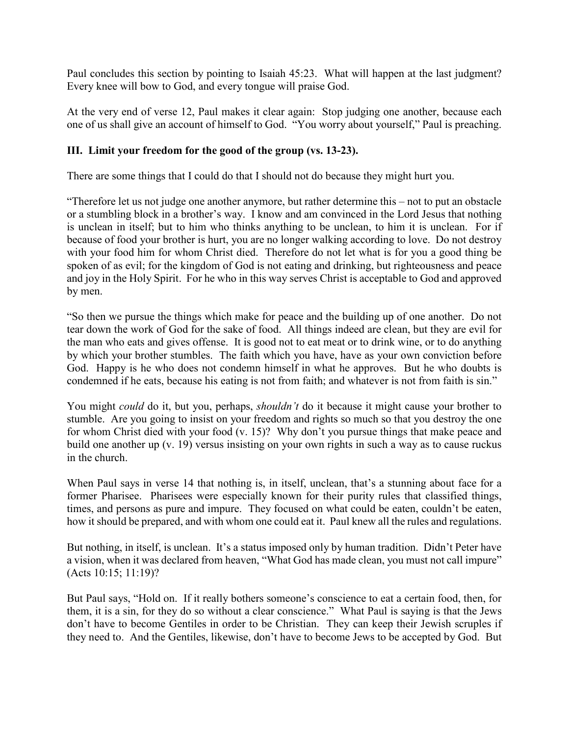Paul concludes this section by pointing to Isaiah 45:23. What will happen at the last judgment? Every knee will bow to God, and every tongue will praise God.

At the very end of verse 12, Paul makes it clear again: Stop judging one another, because each one of us shall give an account of himself to God. "You worry about yourself," Paul is preaching.

### III. Limit your freedom for the good of the group (vs. 13-23).

There are some things that I could do that I should not do because they might hurt you.

"Therefore let us not judge one another anymore, but rather determine this – not to put an obstacle or a stumbling block in a brother's way. I know and am convinced in the Lord Jesus that nothing is unclean in itself; but to him who thinks anything to be unclean, to him it is unclean. For if because of food your brother is hurt, you are no longer walking according to love. Do not destroy with your food him for whom Christ died. Therefore do not let what is for you a good thing be spoken of as evil; for the kingdom of God is not eating and drinking, but righteousness and peace and joy in the Holy Spirit. For he who in this way serves Christ is acceptable to God and approved by men.

"So then we pursue the things which make for peace and the building up of one another. Do not tear down the work of God for the sake of food. All things indeed are clean, but they are evil for the man who eats and gives offense. It is good not to eat meat or to drink wine, or to do anything by which your brother stumbles. The faith which you have, have as your own conviction before God. Happy is he who does not condemn himself in what he approves. But he who doubts is condemned if he eats, because his eating is not from faith; and whatever is not from faith is sin."

You might *could* do it, but you, perhaps, *shouldn't* do it because it might cause your brother to stumble. Are you going to insist on your freedom and rights so much so that you destroy the one for whom Christ died with your food (v. 15)? Why don't you pursue things that make peace and build one another up (v. 19) versus insisting on your own rights in such a way as to cause ruckus in the church.

When Paul says in verse 14 that nothing is, in itself, unclean, that's a stunning about face for a former Pharisee. Pharisees were especially known for their purity rules that classified things, times, and persons as pure and impure. They focused on what could be eaten, couldn't be eaten, how it should be prepared, and with whom one could eat it. Paul knew all the rules and regulations.

But nothing, in itself, is unclean. It's a status imposed only by human tradition. Didn't Peter have a vision, when it was declared from heaven, "What God has made clean, you must not call impure" (Acts 10:15; 11:19)?

But Paul says, "Hold on. If it really bothers someone's conscience to eat a certain food, then, for them, it is a sin, for they do so without a clear conscience." What Paul is saying is that the Jews don't have to become Gentiles in order to be Christian. They can keep their Jewish scruples if they need to. And the Gentiles, likewise, don't have to become Jews to be accepted by God. But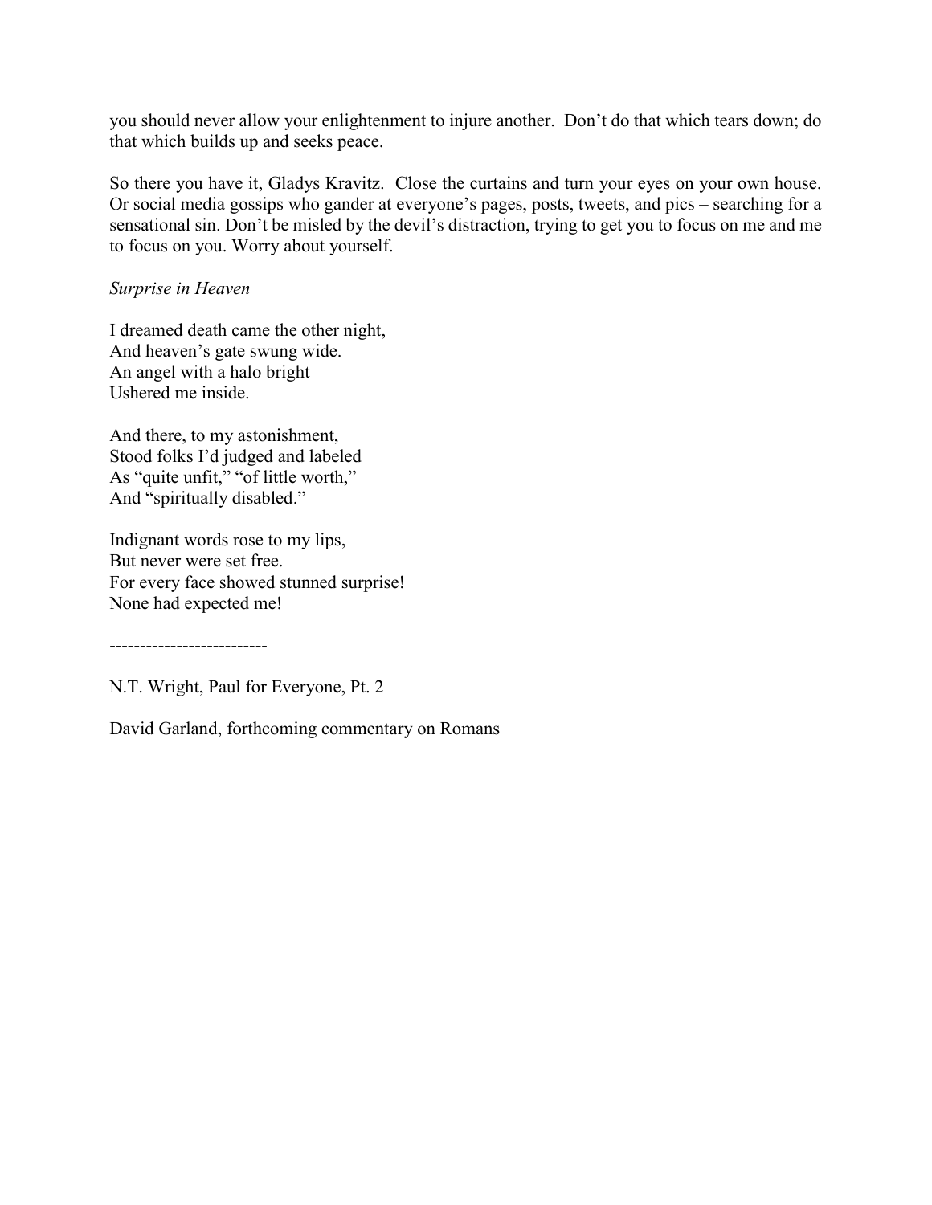you should never allow your enlightenment to injure another.  Don't do that which tears down; do that which builds up and seeks peace.

So there you have it, Gladys Kravitz.  Close the curtains and turn your eyes on your own house. Or social media gossips who gander at everyone's pages, posts, tweets, and pics – searching for a sensational sin. Don't be misled by the devil's distraction, trying to get you to focus on me and me to focus on you. Worry about yourself.

*Surprise in Heaven*

I dreamed death came the other night,  
And heaven's gate swung wide.  
An angel with a halo bright  
Ushered me inside.

And there, to my astonishment,  
Stood folks I'd judged and labeled  
As "quite unfit," "of little worth,"  
And "spiritually disabled."

Indignant words rose to my lips,  
But never were set free.  
For every face showed stunned surprise!  
None had expected me!

-------------------------

N.T. Wright, Paul for Everyone, Pt. 2

David Garland, forthcoming commentary on Romans